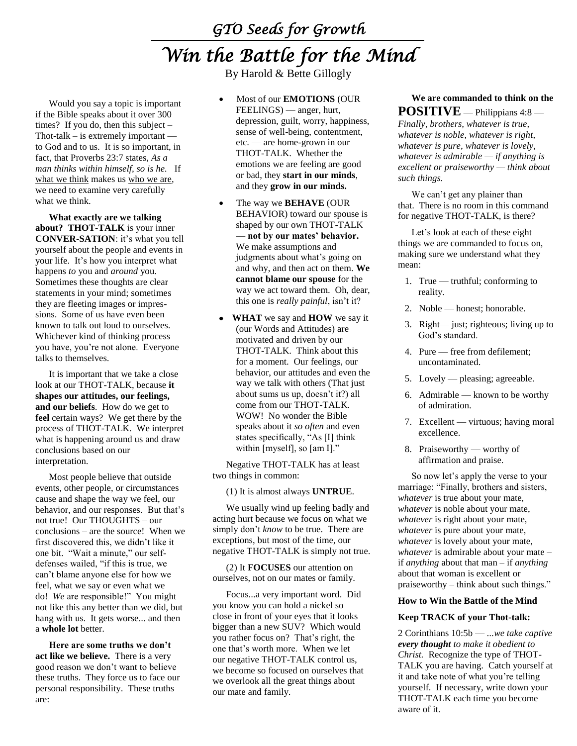*GTO Seeds for Growth*

# *Win the Battle for the Mind*

By Harold & Bette Gillogly

Would you say a topic is important if the Bible speaks about it over 300 times? If you do, then this subject – Thot-talk – is extremely important — to God and to us. It is so important, in fact, that Proverbs 23:7 states, *As a man thinks within himself, so is he.* If what we think makes us who we are, we need to examine very carefully what we think.

**What exactly are we talking about? THOT-TALK** is your inner **CONVER-SATION**: it's what you tell yourself about the people and events in your life. It's how you interpret what happens *to* you and *around* you. Sometimes these thoughts are clear statements in your mind; sometimes they are fleeting images or impres-sions. Some of us have even been known to talk out loud to ourselves. Whichever kind of thinking process you have, you're not alone. Everyone talks to themselves.

It is important that we take a close look at our THOT-TALK, because **it shapes our attitudes, our feelings, and our beliefs**. How do we get to **feel** certain ways? We get there by the process of THOT-TALK. We interpret what is happening around us and draw conclusions based on our interpretation.

Most people believe that outside events, other people, or circumstances cause and shape the way we feel, our behavior, and our responses. But that's not true! Our THOUGHTS – our conclusions – are the source! When we first discovered this, we didn't like it one bit. "Wait a minute," our self-defenses wailed, "if this is true, we can't blame anyone else for how we feel, what we say or even what we do! *We* are responsible!" You might not like this any better than we did, but hang with us. It gets worse... and then a **whole lot** better.

**Here are some truths we don't act like we believe.** There is a very good reason we don't want to believe these truths. They force us to face our personal responsibility. These truths are:

- Most of our **EMOTIONS** (OUR FEELINGS) — anger, hurt, depression, guilt, worry, happiness, sense of well-being, contentment, etc. — are home-grown in our THOT-TALK. Whether the emotions we are feeling are good or bad, they **start in our minds**, and they **grow in our minds.**
- The way we **BEHAVE** (OUR BEHAVIOR) toward our spouse is shaped by our own THOT-TALK — **not by our mates' behavior.** We make assumptions and judgments about what's going on and why, and then act on them. **We cannot blame our spouse** for the way we act toward them. Oh, dear, this one is *really painful*, isn't it?
- **WHAT** we say and **HOW** we say it (our Words and Attitudes) are motivated and driven by our THOT-TALK. Think about this for a moment. Our feelings, our behavior, our attitudes and even the way we talk with others (That just about sums us up, doesn't it?) all come from our THOT-TALK. WOW! No wonder the Bible speaks about it *so often* and even states specifically, "As [I] think within [myself], so [am I]."

Negative THOT-TALK has at least two things in common:

(1) It is almost always **UNTRUE**.

We usually wind up feeling badly and acting hurt because we focus on what we simply don't *know* to be true. There are exceptions, but most of the time, our negative THOT-TALK is simply not true.

(2) It **FOCUSES** our attention on ourselves, not on our mates or family.

Focus...a very important word. Did you know you can hold a nickel so close in front of your eyes that it looks bigger than a new SUV? Which would you rather focus on? That's right, the one that's worth more. When we let our negative THOT-TALK control us, we become so focused on ourselves that we overlook all the great things about our mate and family.

**We are commanded to think on the POSITIVE** — Philippians 4:8 — *Finally, brothers, whatever is true, whatever is noble, whatever is right, whatever is pure, whatever is lovely, whatever is admirable — if anything is excellent or praiseworthy — think about such things.*

We can't get any plainer than that. There is no room in this command for negative THOT-TALK, is there?

Let's look at each of these eight things we are commanded to focus on, making sure we understand what they mean:

1. True — truthful; conforming to reality.
2. Noble — honest; honorable.
3. Right— just; righteous; living up to God's standard.
4. Pure — free from defilement; uncontaminated.
5. Lovely — pleasing; agreeable.
6. Admirable — known to be worthy of admiration.
7. Excellent — virtuous; having moral excellence.
8. Praiseworthy — worthy of affirmation and praise.

So now let's apply the verse to your marriage: "Finally, brothers and sisters, *whatever* is true about your mate, *whatever* is noble about your mate, *whatever* is right about your mate, *whatever* is pure about your mate, *whatever* is lovely about your mate, *whatever* is admirable about your mate – if *anything* about that man – if *anything* about that woman is excellent or praiseworthy – think about such things."

**How to Win the Battle of the Mind**

**Keep TRACK of your Thot-talk:**

2 Corinthians 10:5b — *...we take captive **every thought** to make it obedient to Christ.* Recognize the type of THOT-TALK you are having. Catch yourself at it and take note of what you're telling yourself. If necessary, write down your THOT-TALK each time you become aware of it.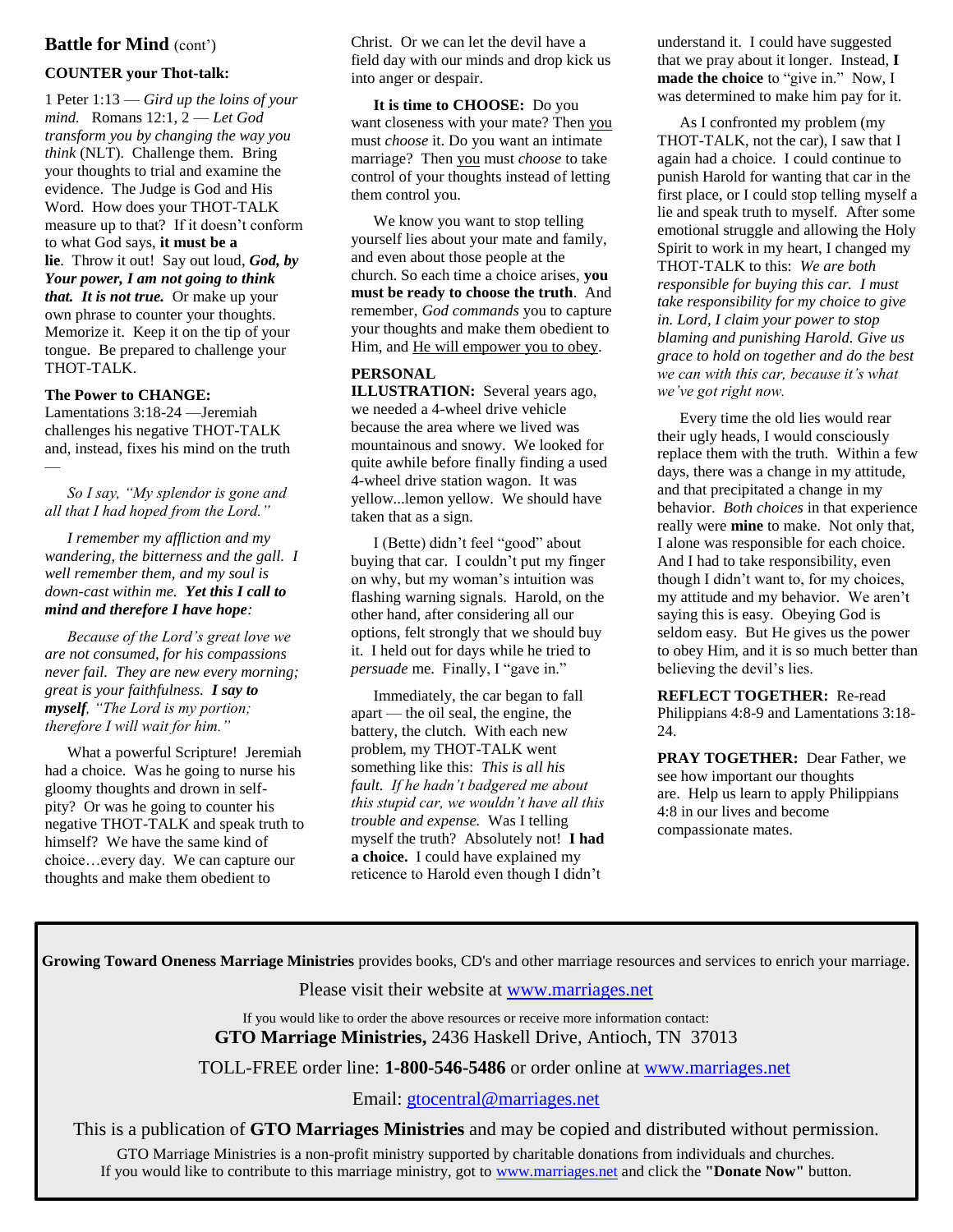## Battle for Mind (cont')

**COUNTER your Thot-talk:**

1 Peter 1:13 — *Gird up the loins of your mind.* Romans 12:1, 2 — *Let God transform you by changing the way you think* (NLT). Challenge them. Bring your thoughts to trial and examine the evidence. The Judge is God and His Word. How does your THOT-TALK measure up to that? If it doesn't conform to what God says, **it must be a lie**. Throw it out! Say out loud, ***God, by Your power, I am not going to think that. It is not true.*** Or make up your own phrase to counter your thoughts. Memorize it. Keep it on the tip of your tongue. Be prepared to challenge your THOT-TALK.

**The Power to CHANGE:**
Lamentations 3:18-24 —Jeremiah challenges his negative THOT-TALK and, instead, fixes his mind on the truth —

*So I say, "My splendor is gone and all that I had hoped from the Lord."*

*I remember my affliction and my wandering, the bitterness and the gall. I well remember them, and my soul is down-cast within me.* ***Yet this I call to mind and therefore I have hope****:*

*Because of the Lord's great love we are not consumed, for his compassions never fail. They are new every morning; great is your faithfulness.* ***I say to myself****, "The Lord is my portion; therefore I will wait for him."*

What a powerful Scripture! Jeremiah had a choice. Was he going to nurse his gloomy thoughts and drown in self-pity? Or was he going to counter his negative THOT-TALK and speak truth to himself? We have the same kind of choice…every day. We can capture our thoughts and make them obedient to Christ. Or we can let the devil have a field day with our minds and drop kick us into anger or despair.

**It is time to CHOOSE:** Do you want closeness with your mate? Then you must *choose* it. Do you want an intimate marriage? Then you must *choose* to take control of your thoughts instead of letting them control you.

We know you want to stop telling yourself lies about your mate and family, and even about those people at the church. So each time a choice arises, **you must be ready to choose the truth**. And remember, *God commands* you to capture your thoughts and make them obedient to Him, and He will empower you to obey.

**PERSONAL ILLUSTRATION:** Several years ago, we needed a 4-wheel drive vehicle because the area where we lived was mountainous and snowy. We looked for quite awhile before finally finding a used 4-wheel drive station wagon. It was yellow...lemon yellow. We should have taken that as a sign.

I (Bette) didn't feel "good" about buying that car. I couldn't put my finger on why, but my woman's intuition was flashing warning signals. Harold, on the other hand, after considering all our options, felt strongly that we should buy it. I held out for days while he tried to *persuade* me. Finally, I "gave in."

Immediately, the car began to fall apart — the oil seal, the engine, the battery, the clutch. With each new problem, my THOT-TALK went something like this: *This is all his fault. If he hadn't badgered me about this stupid car, we wouldn't have all this trouble and expense.* Was I telling myself the truth? Absolutely not! **I had a choice.** I could have explained my reticence to Harold even though I didn't understand it. I could have suggested that we pray about it longer. Instead, **I made the choice** to "give in." Now, I was determined to make him pay for it.

As I confronted my problem (my THOT-TALK, not the car), I saw that I again had a choice. I could continue to punish Harold for wanting that car in the first place, or I could stop telling myself a lie and speak truth to myself. After some emotional struggle and allowing the Holy Spirit to work in my heart, I changed my THOT-TALK to this: *We are both responsible for buying this car. I must take responsibility for my choice to give in. Lord, I claim your power to stop blaming and punishing Harold. Give us grace to hold on together and do the best we can with this car, because it's what we've got right now.*

Every time the old lies would rear their ugly heads, I would consciously replace them with the truth. Within a few days, there was a change in my attitude, and that precipitated a change in my behavior. *Both choices* in that experience really were **mine** to make. Not only that, I alone was responsible for each choice. And I had to take responsibility, even though I didn't want to, for my choices, my attitude and my behavior. We aren't saying this is easy. Obeying God is seldom easy. But He gives us the power to obey Him, and it is so much better than believing the devil's lies.

**REFLECT TOGETHER:** Re-read Philippians 4:8-9 and Lamentations 3:18-24.

**PRAY TOGETHER:** Dear Father, we see how important our thoughts are. Help us learn to apply Philippians 4:8 in our lives and become compassionate mates.

---

**Growing Toward Oneness Marriage Ministries** provides books, CD's and other marriage resources and services to enrich your marriage.

Please visit their website at www.marriages.net

If you would like to order the above resources or receive more information contact:
**GTO Marriage Ministries,** 2436 Haskell Drive, Antioch, TN 37013

TOLL-FREE order line: **1-800-546-5486** or order online at www.marriages.net

Email: gtocentral@marriages.net

This is a publication of **GTO Marriages Ministries** and may be copied and distributed without permission.

GTO Marriage Ministries is a non-profit ministry supported by charitable donations from individuals and churches.
If you would like to contribute to this marriage ministry, got to www.marriages.net and click the **"Donate Now"** button.